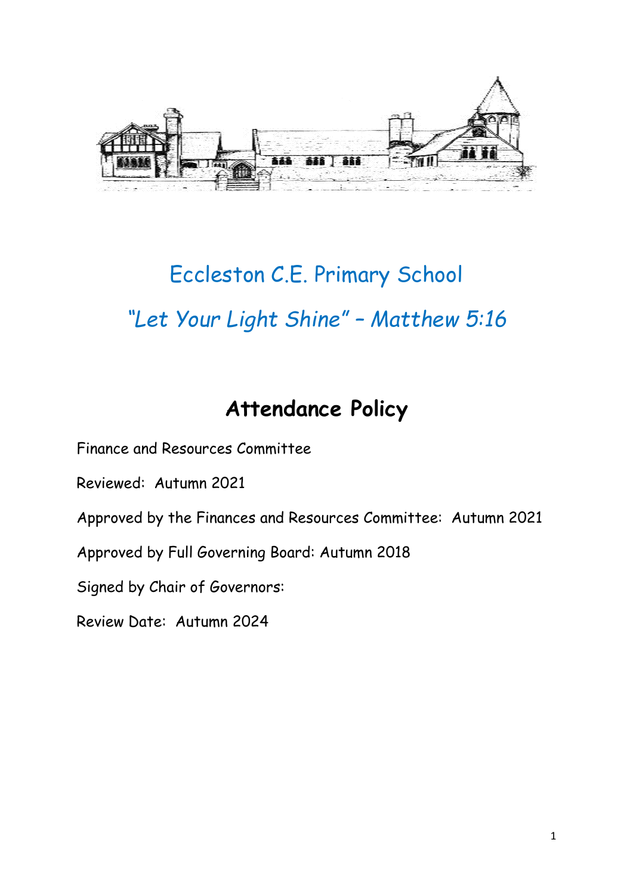# Eccleston C.E. Primary School

*"Let Your Light Shine" – Matthew 5:16*

## Attendance Policy

Finance and Resources Committee

Reviewed: Autumn 2021

Approved by the Finances and Resources Committee: Autumn 2021

Approved by Full Governing Board: Autumn 2018

Signed by Chair of Governors:

Review Date: Autumn 2024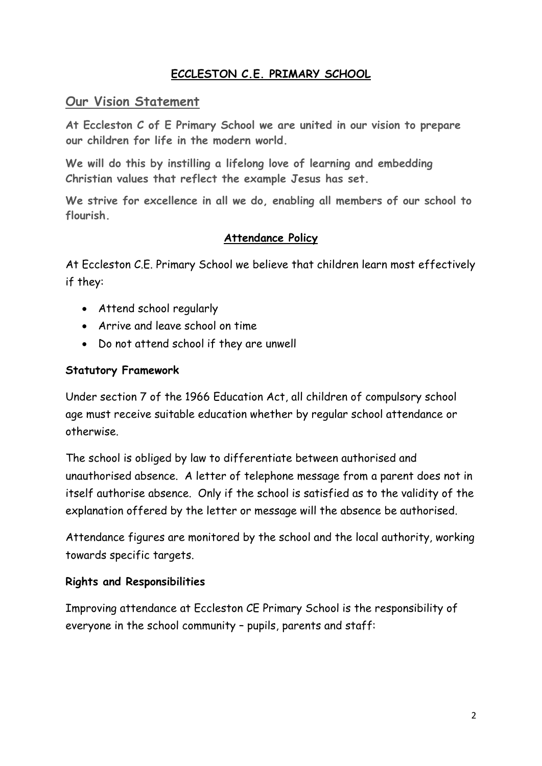# ECCLESTON C.E. PRIMARY SCHOOL

## Our Vision Statement

**At Eccleston C of E Primary School we are united in our vision to prepare our children for life in the modern world.**

**We will do this by instilling a lifelong love of learning and embedding Christian values that reflect the example Jesus has set.**

**We strive for excellence in all we do, enabling all members of our school to flourish.**

## Attendance Policy

At Eccleston C.E. Primary School we believe that children learn most effectively if they:

- Attend school regularly
- Arrive and leave school on time
- Do not attend school if they are unwell

### Statutory Framework

Under section 7 of the 1966 Education Act, all children of compulsory school age must receive suitable education whether by regular school attendance or otherwise.

The school is obliged by law to differentiate between authorised and unauthorised absence. A letter of telephone message from a parent does not in itself authorise absence. Only if the school is satisfied as to the validity of the explanation offered by the letter or message will the absence be authorised.

Attendance figures are monitored by the school and the local authority, working towards specific targets.

### Rights and Responsibilities

Improving attendance at Eccleston CE Primary School is the responsibility of everyone in the school community – pupils, parents and staff: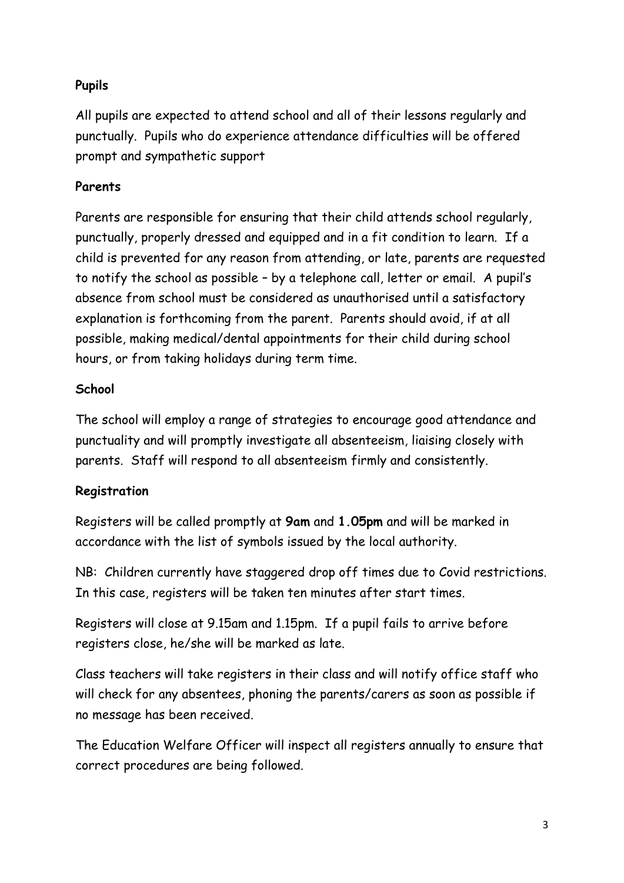**Pupils**

All pupils are expected to attend school and all of their lessons regularly and punctually. Pupils who do experience attendance difficulties will be offered prompt and sympathetic support

**Parents**

Parents are responsible for ensuring that their child attends school regularly, punctually, properly dressed and equipped and in a fit condition to learn. If a child is prevented for any reason from attending, or late, parents are requested to notify the school as possible – by a telephone call, letter or email. A pupil's absence from school must be considered as unauthorised until a satisfactory explanation is forthcoming from the parent. Parents should avoid, if at all possible, making medical/dental appointments for their child during school hours, or from taking holidays during term time.

**School**

The school will employ a range of strategies to encourage good attendance and punctuality and will promptly investigate all absenteeism, liaising closely with parents. Staff will respond to all absenteeism firmly and consistently.

**Registration**

Registers will be called promptly at **9am** and **1.05pm** and will be marked in accordance with the list of symbols issued by the local authority.

NB: Children currently have staggered drop off times due to Covid restrictions. In this case, registers will be taken ten minutes after start times.

Registers will close at 9.15am and 1.15pm. If a pupil fails to arrive before registers close, he/she will be marked as late.

Class teachers will take registers in their class and will notify office staff who will check for any absentees, phoning the parents/carers as soon as possible if no message has been received.

The Education Welfare Officer will inspect all registers annually to ensure that correct procedures are being followed.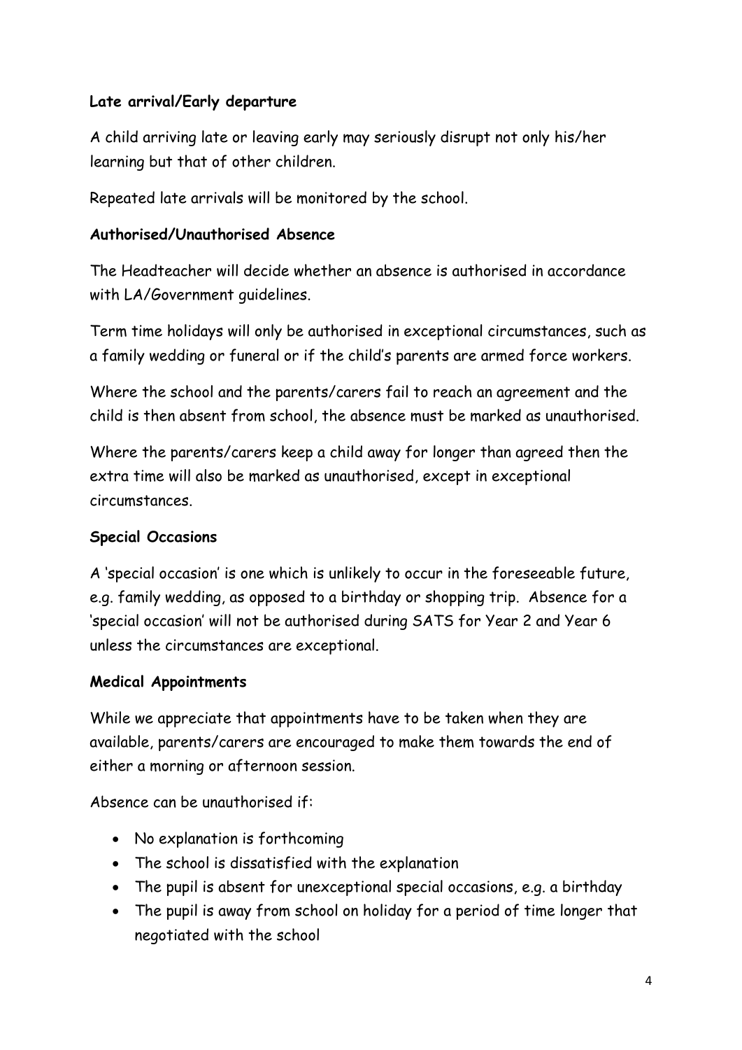**Late arrival/Early departure**

A child arriving late or leaving early may seriously disrupt not only his/her learning but that of other children.

Repeated late arrivals will be monitored by the school.

**Authorised/Unauthorised Absence**

The Headteacher will decide whether an absence is authorised in accordance with LA/Government guidelines.

Term time holidays will only be authorised in exceptional circumstances, such as a family wedding or funeral or if the child's parents are armed force workers.

Where the school and the parents/carers fail to reach an agreement and the child is then absent from school, the absence must be marked as unauthorised.

Where the parents/carers keep a child away for longer than agreed then the extra time will also be marked as unauthorised, except in exceptional circumstances.

**Special Occasions**

A 'special occasion' is one which is unlikely to occur in the foreseeable future, e.g. family wedding, as opposed to a birthday or shopping trip. Absence for a 'special occasion' will not be authorised during SATS for Year 2 and Year 6 unless the circumstances are exceptional.

**Medical Appointments**

While we appreciate that appointments have to be taken when they are available, parents/carers are encouraged to make them towards the end of either a morning or afternoon session.

Absence can be unauthorised if:

- No explanation is forthcoming
- The school is dissatisfied with the explanation
- The pupil is absent for unexceptional special occasions, e.g. a birthday
- The pupil is away from school on holiday for a period of time longer that negotiated with the school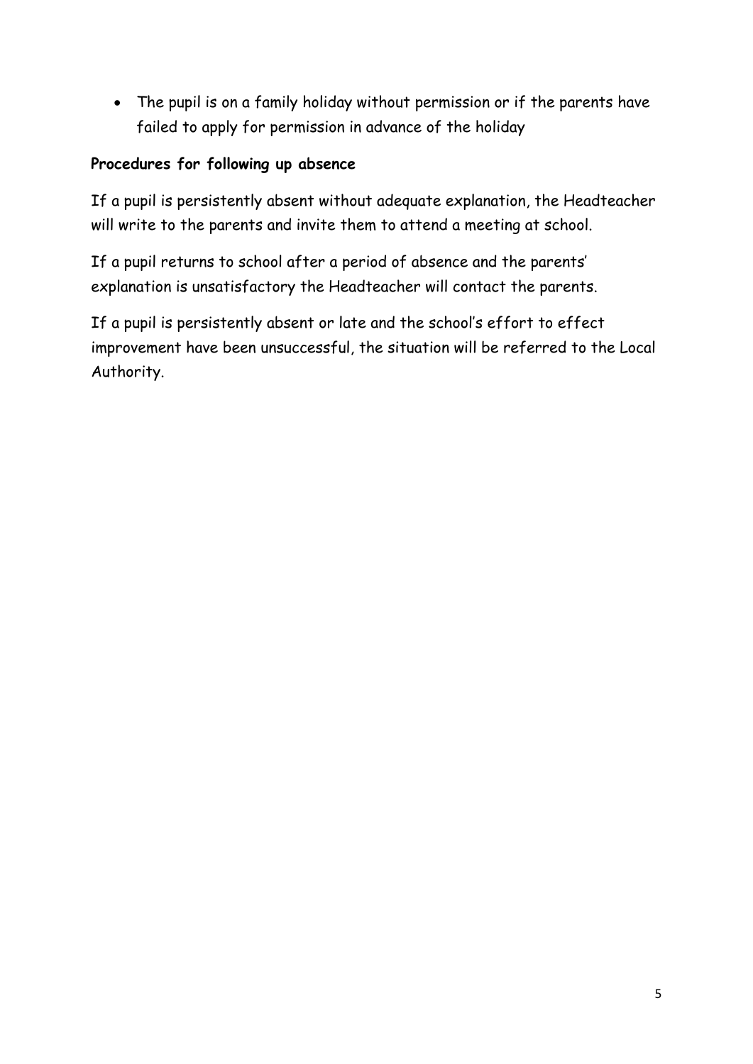- The pupil is on a family holiday without permission or if the parents have failed to apply for permission in advance of the holiday

**Procedures for following up absence**

If a pupil is persistently absent without adequate explanation, the Headteacher will write to the parents and invite them to attend a meeting at school.

If a pupil returns to school after a period of absence and the parents' explanation is unsatisfactory the Headteacher will contact the parents.

If a pupil is persistently absent or late and the school's effort to effect improvement have been unsuccessful, the situation will be referred to the Local Authority.